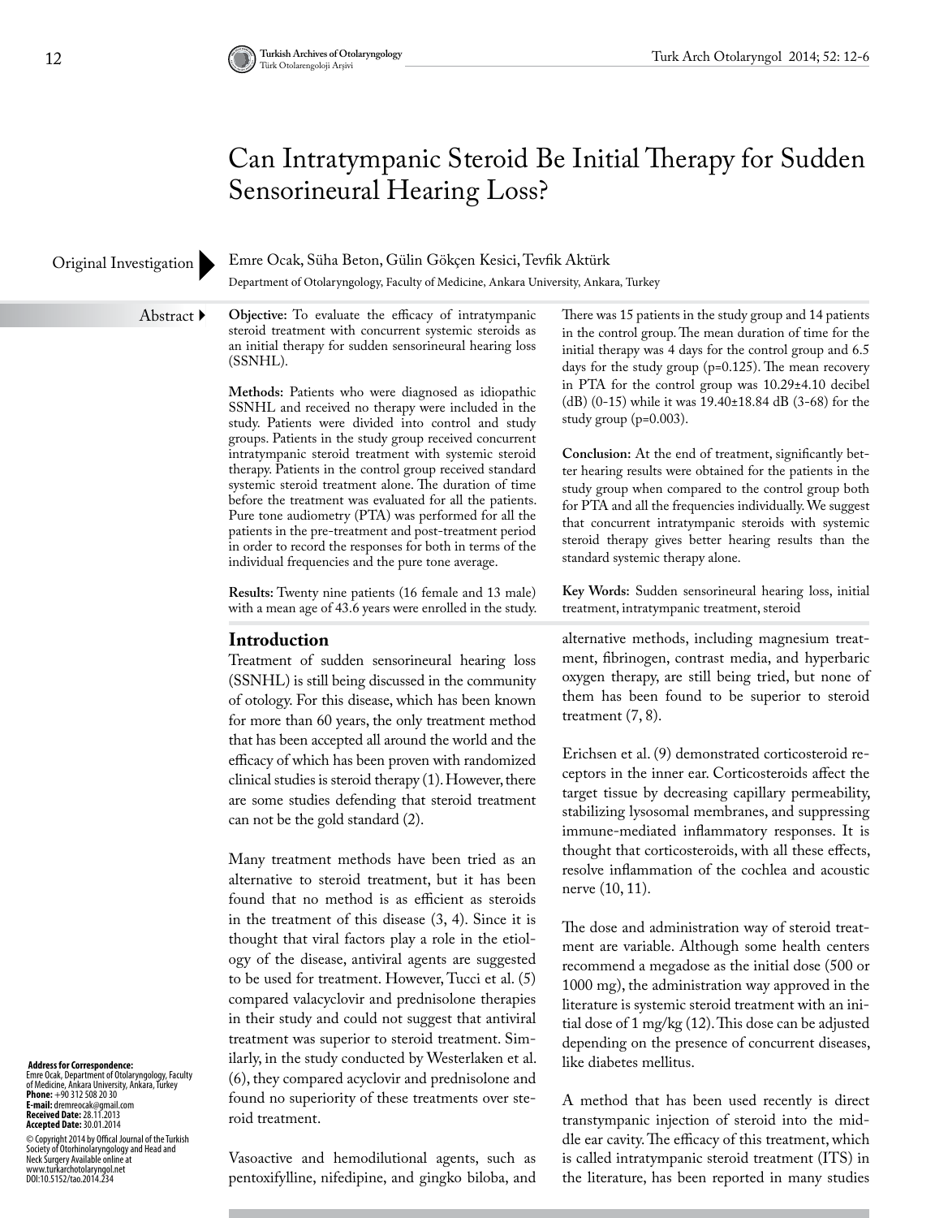# Can Intratympanic Steroid Be Initial Therapy for Sudden Sensorineural Hearing Loss?

Original Investigation

Emre Ocak, Süha Beton, Gülin Gökçen Kesici, Tevfik Aktürk

Department of Otolaryngology, Faculty of Medicine, Ankara University, Ankara, Turkey

## Abstract

**Objective:** To evaluate the efficacy of intratympanic steroid treatment with concurrent systemic steroids as an initial therapy for sudden sensorineural hearing loss (SSNHL).

**Methods:** Patients who were diagnosed as idiopathic SSNHL and received no therapy were included in the study. Patients were divided into control and study groups. Patients in the study group received concurrent intratympanic steroid treatment with systemic steroid therapy. Patients in the control group received standard systemic steroid treatment alone. The duration of time before the treatment was evaluated for all the patients. Pure tone audiometry (PTA) was performed for all the patients in the pre-treatment and post-treatment period in order to record the responses for both in terms of the individual frequencies and the pure tone average.

**Results:** Twenty nine patients (16 female and 13 male) with a mean age of 43.6 years were enrolled in the study. There was 15 patients in the study group and 14 patients in the control group. The mean duration of time for the initial therapy was 4 days for the control group and 6.5 days for the study group (p=0.125). The mean recovery in PTA for the control group was 10.29±4.10 decibel (dB) (0-15) while it was 19.40±18.84 dB (3-68) for the study group (p=0.003).

**Conclusion:** At the end of treatment, significantly better hearing results were obtained for the patients in the study group when compared to the control group both for PTA and all the frequencies individually. We suggest that concurrent intratympanic steroids with systemic steroid therapy gives better hearing results than the standard systemic therapy alone.

**Key Words:** Sudden sensorineural hearing loss, initial treatment, intratympanic treatment, steroid

## Introduction

Treatment of sudden sensorineural hearing loss (SSNHL) is still being discussed in the community of otology. For this disease, which has been known for more than 60 years, the only treatment method that has been accepted all around the world and the efficacy of which has been proven with randomized clinical studies is steroid therapy (1). However, there are some studies defending that steroid treatment can not be the gold standard (2).

Many treatment methods have been tried as an alternative to steroid treatment, but it has been found that no method is as efficient as steroids in the treatment of this disease (3, 4). Since it is thought that viral factors play a role in the etiology of the disease, antiviral agents are suggested to be used for treatment. However, Tucci et al. (5) compared valacyclovir and prednisolone therapies in their study and could not suggest that antiviral treatment was superior to steroid treatment. Similarly, in the study conducted by Westerlaken et al. (6), they compared acyclovir and prednisolone and found no superiority of these treatments over steroid treatment.

Vasoactive and hemodilutional agents, such as pentoxifylline, nifedipine, and gingko biloba, and alternative methods, including magnesium treatment, fibrinogen, contrast media, and hyperbaric oxygen therapy, are still being tried, but none of them has been found to be superior to steroid treatment (7, 8).

Erichsen et al. (9) demonstrated corticosteroid receptors in the inner ear. Corticosteroids affect the target tissue by decreasing capillary permeability, stabilizing lysosomal membranes, and suppressing immune-mediated inflammatory responses. It is thought that corticosteroids, with all these effects, resolve inflammation of the cochlea and acoustic nerve (10, 11).

The dose and administration way of steroid treatment are variable. Although some health centers recommend a megadose as the initial dose (500 or 1000 mg), the administration way approved in the literature is systemic steroid treatment with an initial dose of 1 mg/kg (12). This dose can be adjusted depending on the presence of concurrent diseases, like diabetes mellitus.

A method that has been used recently is direct transtympanic injection of steroid into the middle ear cavity. The efficacy of this treatment, which is called intratympanic steroid treatment (ITS) in the literature, has been reported in many studies

**Address for Correspondence:**
Emre Ocak, Department of Otolaryngology, Faculty of Medicine, Ankara University, Ankara, Turkey
**Phone:** +90 312 508 20 30
**E-mail:** dremreocak@gmail.com
**Received Date:** 28.11.2013
**Accepted Date:** 30.01.2014

© Copyright 2014 by Offical Journal of the Turkish Society of Otorhinolaryngology and Head and Neck Surgery Available online at www.turkarchotolaryngol.net
DOI:10.5152/tao.2014.234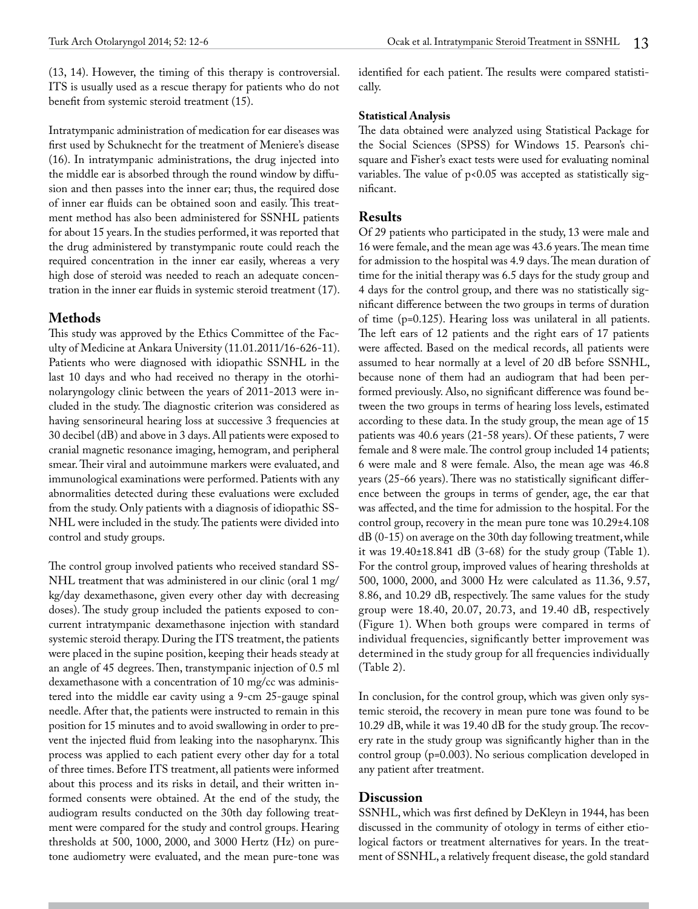(13, 14). However, the timing of this therapy is controversial. ITS is usually used as a rescue therapy for patients who do not benefit from systemic steroid treatment (15).

Intratympanic administration of medication for ear diseases was first used by Schuknecht for the treatment of Meniere's disease (16). In intratympanic administrations, the drug injected into the middle ear is absorbed through the round window by diffusion and then passes into the inner ear; thus, the required dose of inner ear fluids can be obtained soon and easily. This treatment method has also been administered for SSNHL patients for about 15 years. In the studies performed, it was reported that the drug administered by transtympanic route could reach the required concentration in the inner ear easily, whereas a very high dose of steroid was needed to reach an adequate concentration in the inner ear fluids in systemic steroid treatment (17).

## Methods

This study was approved by the Ethics Committee of the Faculty of Medicine at Ankara University (11.01.2011/16-626-11). Patients who were diagnosed with idiopathic SSNHL in the last 10 days and who had received no therapy in the otorhinolaryngology clinic between the years of 2011-2013 were included in the study. The diagnostic criterion was considered as having sensorineural hearing loss at successive 3 frequencies at 30 decibel (dB) and above in 3 days. All patients were exposed to cranial magnetic resonance imaging, hemogram, and peripheral smear. Their viral and autoimmune markers were evaluated, and immunological examinations were performed. Patients with any abnormalities detected during these evaluations were excluded from the study. Only patients with a diagnosis of idiopathic SSNHL were included in the study. The patients were divided into control and study groups.

The control group involved patients who received standard SSNHL treatment that was administered in our clinic (oral 1 mg/kg/day dexamethasone, given every other day with decreasing doses). The study group included the patients exposed to concurrent intratympanic dexamethasone injection with standard systemic steroid therapy. During the ITS treatment, the patients were placed in the supine position, keeping their heads steady at an angle of 45 degrees. Then, transtympanic injection of 0.5 ml dexamethasone with a concentration of 10 mg/cc was administered into the middle ear cavity using a 9-cm 25-gauge spinal needle. After that, the patients were instructed to remain in this position for 15 minutes and to avoid swallowing in order to prevent the injected fluid from leaking into the nasopharynx. This process was applied to each patient every other day for a total of three times. Before ITS treatment, all patients were informed about this process and its risks in detail, and their written informed consents were obtained. At the end of the study, the audiogram results conducted on the 30th day following treatment were compared for the study and control groups. Hearing thresholds at 500, 1000, 2000, and 3000 Hertz (Hz) on pure-tone audiometry were evaluated, and the mean pure-tone was identified for each patient. The results were compared statistically.

### Statistical Analysis

The data obtained were analyzed using Statistical Package for the Social Sciences (SPSS) for Windows 15. Pearson's chi-square and Fisher's exact tests were used for evaluating nominal variables. The value of $p<0.05$ was accepted as statistically significant.

## Results

Of 29 patients who participated in the study, 13 were male and 16 were female, and the mean age was 43.6 years. The mean time for admission to the hospital was 4.9 days. The mean duration of time for the initial therapy was 6.5 days for the study group and 4 days for the control group, and there was no statistically significant difference between the two groups in terms of duration of time ($p=0.125$). Hearing loss was unilateral in all patients. The left ears of 12 patients and the right ears of 17 patients were affected. Based on the medical records, all patients were assumed to hear normally at a level of 20 dB before SSNHL, because none of them had an audiogram that had been performed previously. Also, no significant difference was found between the two groups in terms of hearing loss levels, estimated according to these data. In the study group, the mean age of 15 patients was 40.6 years (21-58 years). Of these patients, 7 were female and 8 were male. The control group included 14 patients; 6 were male and 8 were female. Also, the mean age was 46.8 years (25-66 years). There was no statistically significant difference between the groups in terms of gender, age, the ear that was affected, and the time for admission to the hospital. For the control group, recovery in the mean pure tone was 10.29±4.108 dB (0-15) on average on the 30th day following treatment, while it was 19.40±18.841 dB (3-68) for the study group (Table 1). For the control group, improved values of hearing thresholds at 500, 1000, 2000, and 3000 Hz were calculated as 11.36, 9.57, 8.86, and 10.29 dB, respectively. The same values for the study group were 18.40, 20.07, 20.73, and 19.40 dB, respectively (Figure 1). When both groups were compared in terms of individual frequencies, significantly better improvement was determined in the study group for all frequencies individually (Table 2).

In conclusion, for the control group, which was given only systemic steroid, the recovery in mean pure tone was found to be 10.29 dB, while it was 19.40 dB for the study group. The recovery rate in the study group was significantly higher than in the control group ($p=0.003$). No serious complication developed in any patient after treatment.

## Discussion

SSNHL, which was first defined by DeKleyn in 1944, has been discussed in the community of otology in terms of either etiological factors or treatment alternatives for years. In the treatment of SSNHL, a relatively frequent disease, the gold standard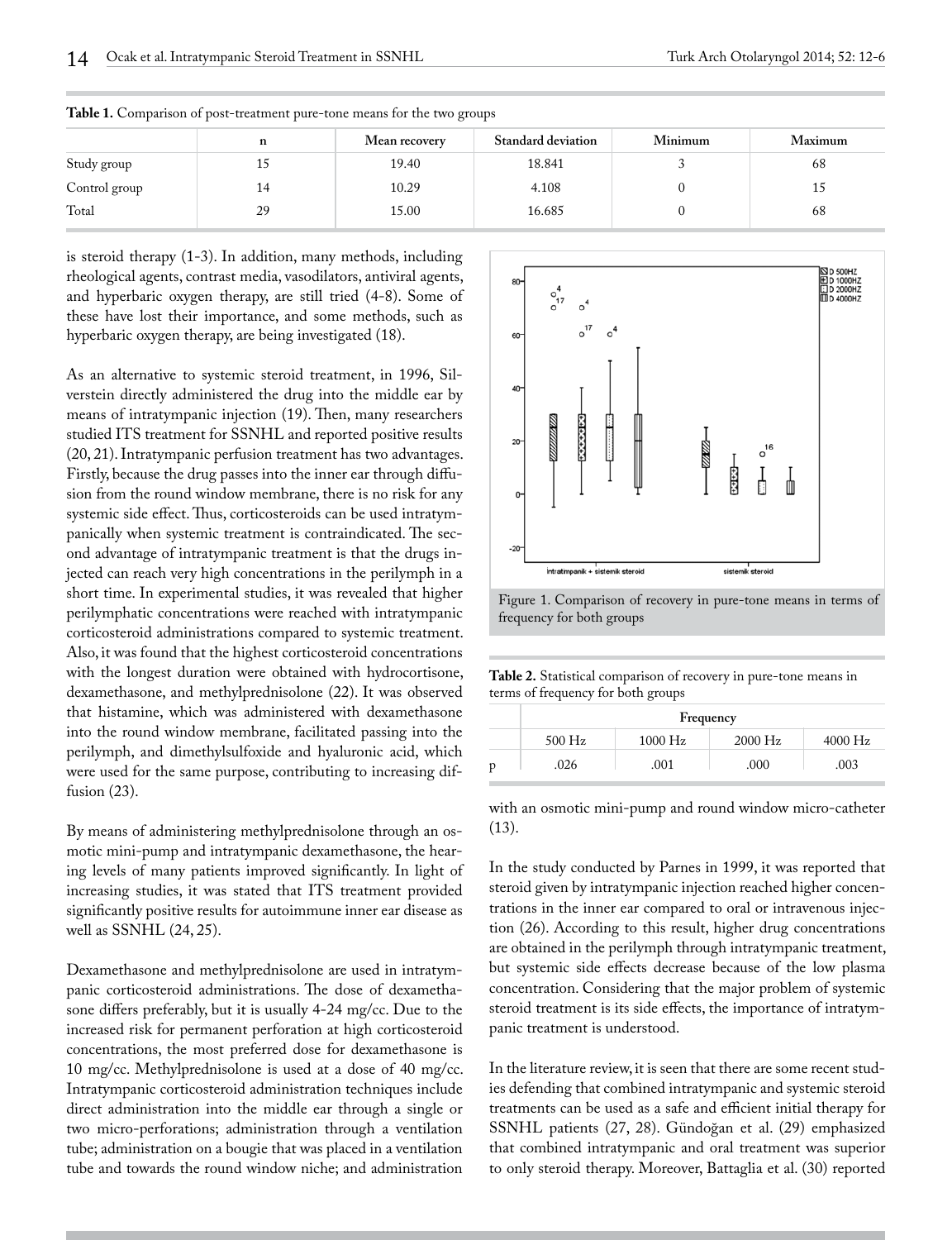**Table 1.** Comparison of post-treatment pure-tone means for the two groups

| | n | Mean recovery | Standard deviation | Minimum | Maximum |
|---|---|---|---|---|---|
| Study group | 15 | 19.40 | 18.841 | 3 | 68 |
| Control group | 14 | 10.29 | 4.108 | 0 | 15 |
| Total | 29 | 15.00 | 16.685 | 0 | 68 |

is steroid therapy (1-3). In addition, many methods, including rheological agents, contrast media, vasodilators, antiviral agents, and hyperbaric oxygen therapy, are still tried (4-8). Some of these have lost their importance, and some methods, such as hyperbaric oxygen therapy, are being investigated (18).

As an alternative to systemic steroid treatment, in 1996, Silverstein directly administered the drug into the middle ear by means of intratympanic injection (19). Then, many researchers studied ITS treatment for SSNHL and reported positive results (20, 21). Intratympanic perfusion treatment has two advantages. Firstly, because the drug passes into the inner ear through diffusion from the round window membrane, there is no risk for any systemic side effect. Thus, corticosteroids can be used intratympanically when systemic treatment is contraindicated. The second advantage of intratympanic treatment is that the drugs injected can reach very high concentrations in the perilymph in a short time. In experimental studies, it was revealed that higher perilymphatic concentrations were reached with intratympanic corticosteroid administrations compared to systemic treatment. Also, it was found that the highest corticosteroid concentrations with the longest duration were obtained with hydrocortisone, dexamethasone, and methylprednisolone (22). It was observed that histamine, which was administered with dexamethasone into the round window membrane, facilitated passing into the perilymph, and dimethylsulfoxide and hyaluronic acid, which were used for the same purpose, contributing to increasing diffusion (23).

By means of administering methylprednisolone through an osmotic mini-pump and intratympanic dexamethasone, the hearing levels of many patients improved significantly. In light of increasing studies, it was stated that ITS treatment provided significantly positive results for autoimmune inner ear disease as well as SSNHL (24, 25).

Dexamethasone and methylprednisolone are used in intratympanic corticosteroid administrations. The dose of dexamethasone differs preferably, but it is usually 4-24 mg/cc. Due to the increased risk for permanent perforation at high corticosteroid concentrations, the most preferred dose for dexamethasone is 10 mg/cc. Methylprednisolone is used at a dose of 40 mg/cc. Intratympanic corticosteroid administration techniques include direct administration into the middle ear through a single or two micro-perforations; administration through a ventilation tube; administration on a bougie that was placed in a ventilation tube and towards the round window niche; and administration with an osmotic mini-pump and round window micro-catheter (13).

Figure 1. Comparison of recovery in pure-tone means in terms of frequency for both groups

**Table 2.** Statistical comparison of recovery in pure-tone means in terms of frequency for both groups

| | Frequency | | | |
|---|---|---|---|---|
| | 500 Hz | 1000 Hz | 2000 Hz | 4000 Hz |
| p | .026 | .001 | .000 | .003 |

In the study conducted by Parnes in 1999, it was reported that steroid given by intratympanic injection reached higher concentrations in the inner ear compared to oral or intravenous injection (26). According to this result, higher drug concentrations are obtained in the perilymph through intratympanic treatment, but systemic side effects decrease because of the low plasma concentration. Considering that the major problem of systemic steroid treatment is its side effects, the importance of intratympanic treatment is understood.

In the literature review, it is seen that there are some recent studies defending that combined intratympanic and systemic steroid treatments can be used as a safe and efficient initial therapy for SSNHL patients (27, 28). Gündoğan et al. (29) emphasized that combined intratympanic and oral treatment was superior to only steroid therapy. Moreover, Battaglia et al. (30) reported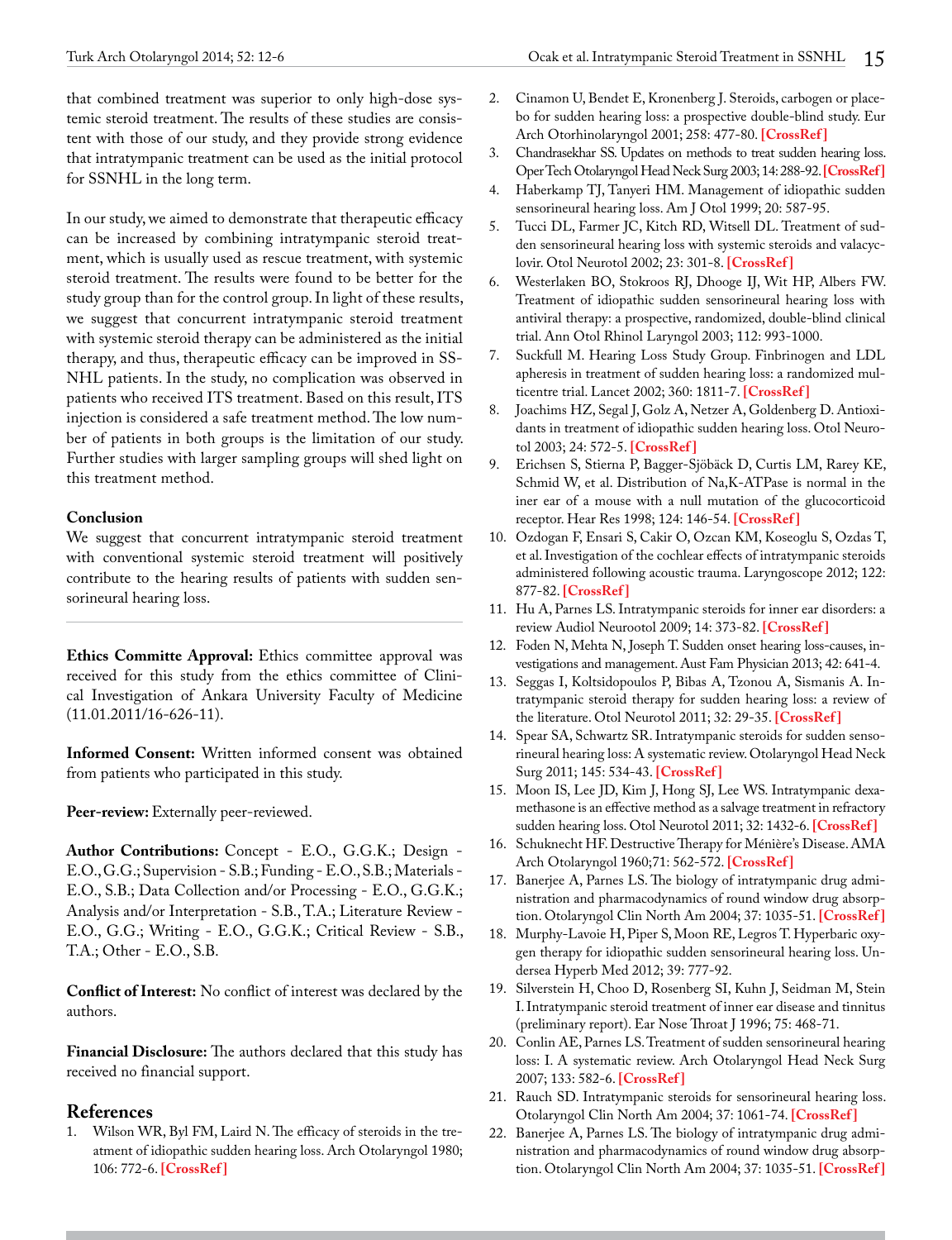that combined treatment was superior to only high-dose systemic steroid treatment. The results of these studies are consistent with those of our study, and they provide strong evidence that intratympanic treatment can be used as the initial protocol for SSNHL in the long term.

In our study, we aimed to demonstrate that therapeutic efficacy can be increased by combining intratympanic steroid treatment, which is usually used as rescue treatment, with systemic steroid treatment. The results were found to be better for the study group than for the control group. In light of these results, we suggest that concurrent intratympanic steroid treatment with systemic steroid therapy can be administered as the initial therapy, and thus, therapeutic efficacy can be improved in SSNHL patients. In the study, no complication was observed in patients who received ITS treatment. Based on this result, ITS injection is considered a safe treatment method. The low number of patients in both groups is the limitation of our study. Further studies with larger sampling groups will shed light on this treatment method.

## Conclusion

We suggest that concurrent intratympanic steroid treatment with conventional systemic steroid treatment will positively contribute to the hearing results of patients with sudden sensorineural hearing loss.

---

**Ethics Committe Approval:** Ethics committee approval was received for this study from the ethics committee of Clinical Investigation of Ankara University Faculty of Medicine (11.01.2011/16-626-11).

**Informed Consent:** Written informed consent was obtained from patients who participated in this study.

**Peer-review:** Externally peer-reviewed.

**Author Contributions:** Concept - E.O., G.G.K.; Design - E.O., G.G.; Supervision - S.B.; Funding - E.O., S.B.; Materials - E.O., S.B.; Data Collection and/or Processing - E.O., G.G.K.; Analysis and/or Interpretation - S.B., T.A.; Literature Review - E.O., G.G.; Writing - E.O., G.G.K.; Critical Review - S.B., T.A.; Other - E.O., S.B.

**Conflict of Interest:** No conflict of interest was declared by the authors.

**Financial Disclosure:** The authors declared that this study has received no financial support.

## References

1. Wilson WR, Byl FM, Laird N. The efficacy of steroids in the treatment of idiopathic sudden hearing loss. Arch Otolaryngol 1980; 106: 772-6. **[CrossRef]**
2. Cinamon U, Bendet E, Kronenberg J. Steroids, carbogen or placebo for sudden hearing loss: a prospective double-blind study. Eur Arch Otorhinolaryngol 2001; 258: 477-80. **[CrossRef]**
3. Chandrasekhar SS. Updates on methods to treat sudden hearing loss. Oper Tech Otolaryngol Head Neck Surg 2003; 14: 288-92. **[CrossRef]**
4. Haberkamp TJ, Tanyeri HM. Management of idiopathic sudden sensorineural hearing loss. Am J Otol 1999; 20: 587-95.
5. Tucci DL, Farmer JC, Kitch RD, Witsell DL. Treatment of sudden sensorineural hearing loss with systemic steroids and valacyclovir. Otol Neurotol 2002; 23: 301-8. **[CrossRef]**
6. Westerlaken BO, Stokroos RJ, Dhooge IJ, Wit HP, Albers FW. Treatment of idiopathic sudden sensorineural hearing loss with antiviral therapy: a prospective, randomized, double-blind clinical trial. Ann Otol Rhinol Laryngol 2003; 112: 993-1000.
7. Suckfull M. Hearing Loss Study Group. Finbrinogen and LDL apheresis in treatment of sudden hearing loss: a randomized multicentre trial. Lancet 2002; 360: 1811-7. **[CrossRef]**
8. Joachims HZ, Segal J, Golz A, Netzer A, Goldenberg D. Antioxidants in treatment of idiopathic sudden hearing loss. Otol Neurotol 2003; 24: 572-5. **[CrossRef]**
9. Erichsen S, Stierna P, Bagger-Sjöbäck D, Curtis LM, Rarey KE, Schmid W, et al. Distribution of Na,K-ATPase is normal in the iner ear of a mouse with a null mutation of the glucocorticoid receptor. Hear Res 1998; 124: 146-54. **[CrossRef]**
10. Ozdogan F, Ensari S, Cakir O, Ozcan KM, Koseoglu S, Ozdas T, et al. Investigation of the cochlear effects of intratympanic steroids administered following acoustic trauma. Laryngoscope 2012; 122: 877-82. **[CrossRef]**
11. Hu A, Parnes LS. Intratympanic steroids for inner ear disorders: a review Audiol Neurootol 2009; 14: 373-82. **[CrossRef]**
12. Foden N, Mehta N, Joseph T. Sudden onset hearing loss-causes, investigations and management. Aust Fam Physician 2013; 42: 641-4.
13. Seggas I, Koltsidopoulos P, Bibas A, Tzonou A, Sismanis A. Intratympanic steroid therapy for sudden hearing loss: a review of the literature. Otol Neurotol 2011; 32: 29-35. **[CrossRef]**
14. Spear SA, Schwartz SR. Intratympanic steroids for sudden sensorineural hearing loss: A systematic review. Otolaryngol Head Neck Surg 2011; 145: 534-43. **[CrossRef]**
15. Moon IS, Lee JD, Kim J, Hong SJ, Lee WS. Intratympanic dexamethasone is an effective method as a salvage treatment in refractory sudden hearing loss. Otol Neurotol 2011; 32: 1432-6. **[CrossRef]**
16. Schuknecht HF. Destructive Therapy for Ménière's Disease. AMA Arch Otolaryngol 1960;71: 562-572. **[CrossRef]**
17. Banerjee A, Parnes LS. The biology of intratympanic drug administration and pharmacodynamics of round window drug absorption. Otolaryngol Clin North Am 2004; 37: 1035-51. **[CrossRef]**
18. Murphy-Lavoie H, Piper S, Moon RE, Legros T. Hyperbaric oxygen therapy for idiopathic sudden sensorineural hearing loss. Undersea Hyperb Med 2012; 39: 777-92.
19. Silverstein H, Choo D, Rosenberg SI, Kuhn J, Seidman M, Stein I. Intratympanic steroid treatment of inner ear disease and tinnitus (preliminary report). Ear Nose Throat J 1996; 75: 468-71.
20. Conlin AE, Parnes LS. Treatment of sudden sensorineural hearing loss: I. A systematic review. Arch Otolaryngol Head Neck Surg 2007; 133: 582-6. **[CrossRef]**
21. Rauch SD. Intratympanic steroids for sensorineural hearing loss. Otolaryngol Clin North Am 2004; 37: 1061-74. **[CrossRef]**
22. Banerjee A, Parnes LS. The biology of intratympanic drug administration and pharmacodynamics of round window drug absorption. Otolaryngol Clin North Am 2004; 37: 1035-51. **[CrossRef]**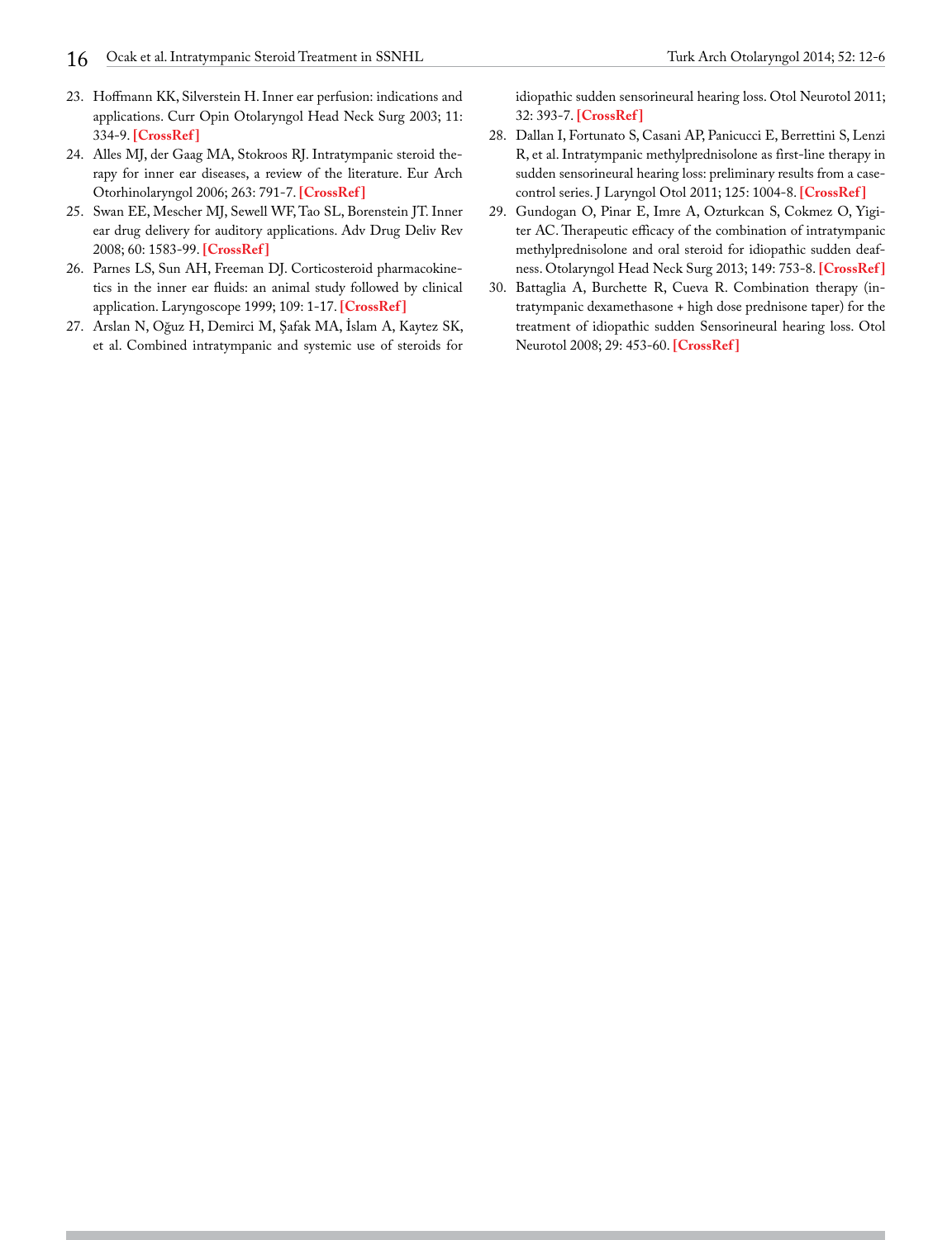23. Hoffmann KK, Silverstein H. Inner ear perfusion: indications and applications. Curr Opin Otolaryngol Head Neck Surg 2003; 11: 334-9. [CrossRef]
24. Alles MJ, der Gaag MA, Stokroos RJ. Intratympanic steroid therapy for inner ear diseases, a review of the literature. Eur Arch Otorhinolaryngol 2006; 263: 791-7. [CrossRef]
25. Swan EE, Mescher MJ, Sewell WF, Tao SL, Borenstein JT. Inner ear drug delivery for auditory applications. Adv Drug Deliv Rev 2008; 60: 1583-99. [CrossRef]
26. Parnes LS, Sun AH, Freeman DJ. Corticosteroid pharmacokinetics in the inner ear fluids: an animal study followed by clinical application. Laryngoscope 1999; 109: 1-17. [CrossRef]
27. Arslan N, Oğuz H, Demirci M, Şafak MA, İslam A, Kaytez SK, et al. Combined intratympanic and systemic use of steroids for idiopathic sudden sensorineural hearing loss. Otol Neurotol 2011; 32: 393-7. [CrossRef]
28. Dallan I, Fortunato S, Casani AP, Panicucci E, Berrettini S, Lenzi R, et al. Intratympanic methylprednisolone as first-line therapy in sudden sensorineural hearing loss: preliminary results from a case-control series. J Laryngol Otol 2011; 125: 1004-8. [CrossRef]
29. Gundogan O, Pinar E, Imre A, Ozturkcan S, Cokmez O, Yigiter AC. Therapeutic efficacy of the combination of intratympanic methylprednisolone and oral steroid for idiopathic sudden deafness. Otolaryngol Head Neck Surg 2013; 149: 753-8. [CrossRef]
30. Battaglia A, Burchette R, Cueva R. Combination therapy (intratympanic dexamethasone + high dose prednisone taper) for the treatment of idiopathic sudden Sensorineural hearing loss. Otol Neurotol 2008; 29: 453-60. [CrossRef]